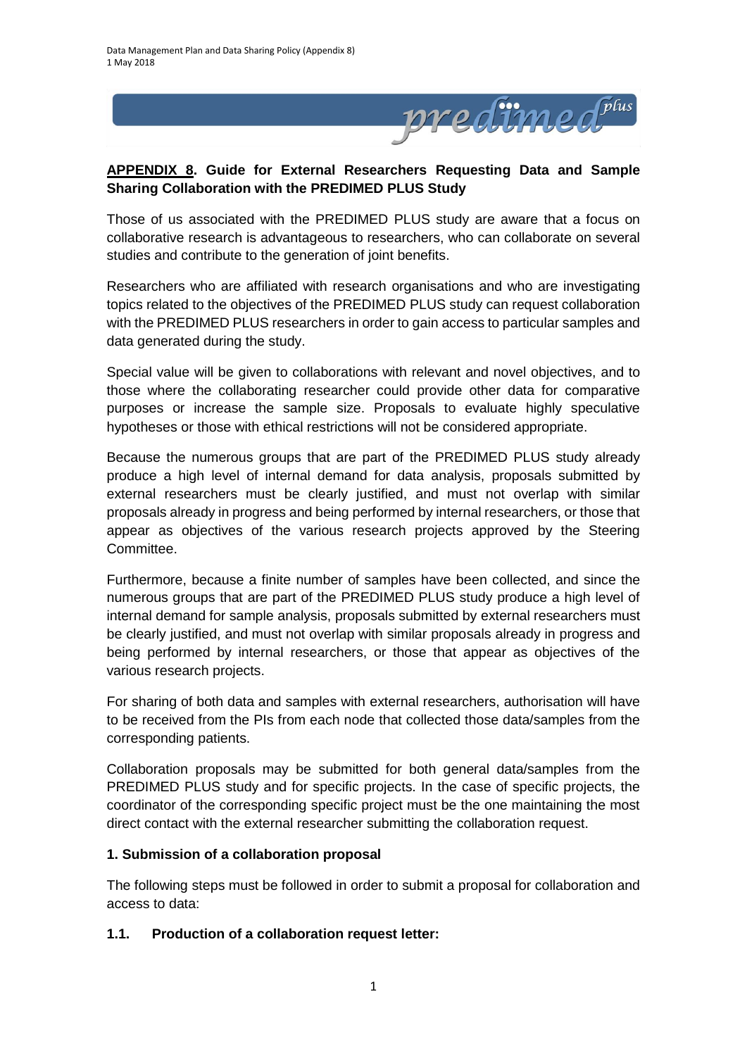## APPENDIX 8. Guide for External Researchers Requesting Data and Sample Sharing Collaboration with the PREDIMED PLUS Study

Those of us associated with the PREDIMED PLUS study are aware that a focus on collaborative research is advantageous to researchers, who can collaborate on several studies and contribute to the generation of joint benefits.

Researchers who are affiliated with research organisations and who are investigating topics related to the objectives of the PREDIMED PLUS study can request collaboration with the PREDIMED PLUS researchers in order to gain access to particular samples and data generated during the study.

Special value will be given to collaborations with relevant and novel objectives, and to those where the collaborating researcher could provide other data for comparative purposes or increase the sample size. Proposals to evaluate highly speculative hypotheses or those with ethical restrictions will not be considered appropriate.

Because the numerous groups that are part of the PREDIMED PLUS study already produce a high level of internal demand for data analysis, proposals submitted by external researchers must be clearly justified, and must not overlap with similar proposals already in progress and being performed by internal researchers, or those that appear as objectives of the various research projects approved by the Steering Committee.

Furthermore, because a finite number of samples have been collected, and since the numerous groups that are part of the PREDIMED PLUS study produce a high level of internal demand for sample analysis, proposals submitted by external researchers must be clearly justified, and must not overlap with similar proposals already in progress and being performed by internal researchers, or those that appear as objectives of the various research projects.

For sharing of both data and samples with external researchers, authorisation will have to be received from the PIs from each node that collected those data/samples from the corresponding patients.

Collaboration proposals may be submitted for both general data/samples from the PREDIMED PLUS study and for specific projects. In the case of specific projects, the coordinator of the corresponding specific project must be the one maintaining the most direct contact with the external researcher submitting the collaboration request.

### 1. Submission of a collaboration proposal

The following steps must be followed in order to submit a proposal for collaboration and access to data:

#### 1.1. Production of a collaboration request letter: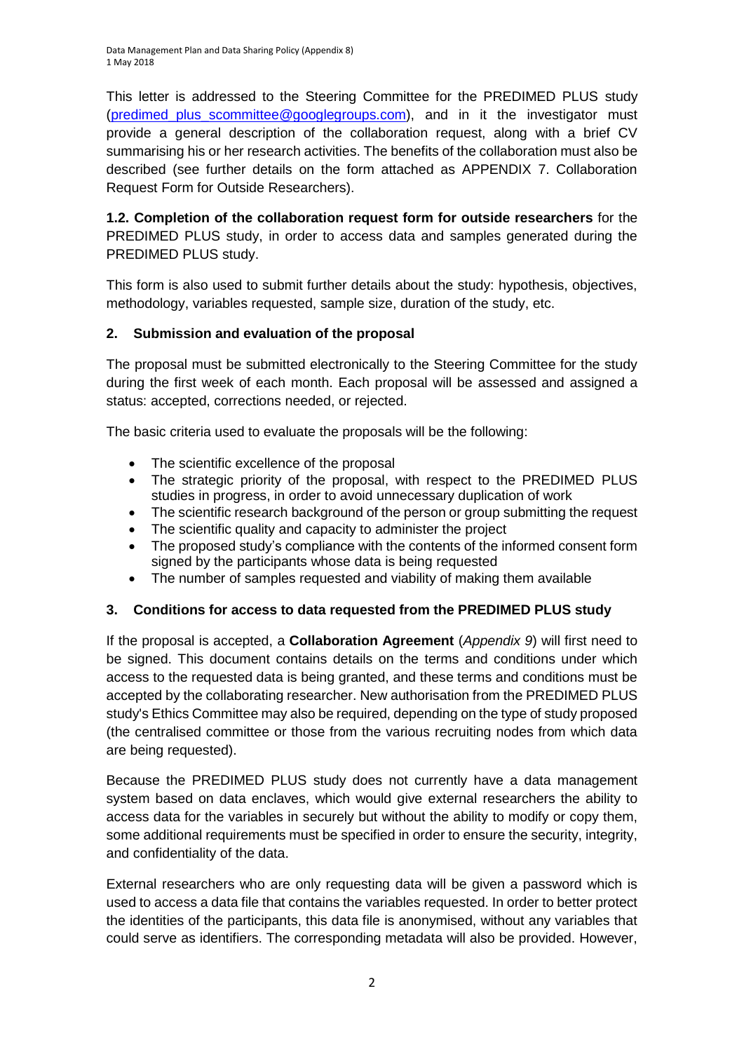This letter is addressed to the Steering Committee for the PREDIMED PLUS study (predimed_plus_scommittee@googlegroups.com), and in it the investigator must provide a general description of the collaboration request, along with a brief CV summarising his or her research activities. The benefits of the collaboration must also be described (see further details on the form attached as APPENDIX 7. Collaboration Request Form for Outside Researchers).

**1.2. Completion of the collaboration request form for outside researchers** for the PREDIMED PLUS study, in order to access data and samples generated during the PREDIMED PLUS study.

This form is also used to submit further details about the study: hypothesis, objectives, methodology, variables requested, sample size, duration of the study, etc.

## 2. Submission and evaluation of the proposal

The proposal must be submitted electronically to the Steering Committee for the study during the first week of each month. Each proposal will be assessed and assigned a status: accepted, corrections needed, or rejected.

The basic criteria used to evaluate the proposals will be the following:

- The scientific excellence of the proposal
- The strategic priority of the proposal, with respect to the PREDIMED PLUS studies in progress, in order to avoid unnecessary duplication of work
- The scientific research background of the person or group submitting the request
- The scientific quality and capacity to administer the project
- The proposed study's compliance with the contents of the informed consent form signed by the participants whose data is being requested
- The number of samples requested and viability of making them available

## 3. Conditions for access to data requested from the PREDIMED PLUS study

If the proposal is accepted, a **Collaboration Agreement** (*Appendix 9*) will first need to be signed. This document contains details on the terms and conditions under which access to the requested data is being granted, and these terms and conditions must be accepted by the collaborating researcher. New authorisation from the PREDIMED PLUS study's Ethics Committee may also be required, depending on the type of study proposed (the centralised committee or those from the various recruiting nodes from which data are being requested).

Because the PREDIMED PLUS study does not currently have a data management system based on data enclaves, which would give external researchers the ability to access data for the variables in securely but without the ability to modify or copy them, some additional requirements must be specified in order to ensure the security, integrity, and confidentiality of the data.

External researchers who are only requesting data will be given a password which is used to access a data file that contains the variables requested. In order to better protect the identities of the participants, this data file is anonymised, without any variables that could serve as identifiers. The corresponding metadata will also be provided. However,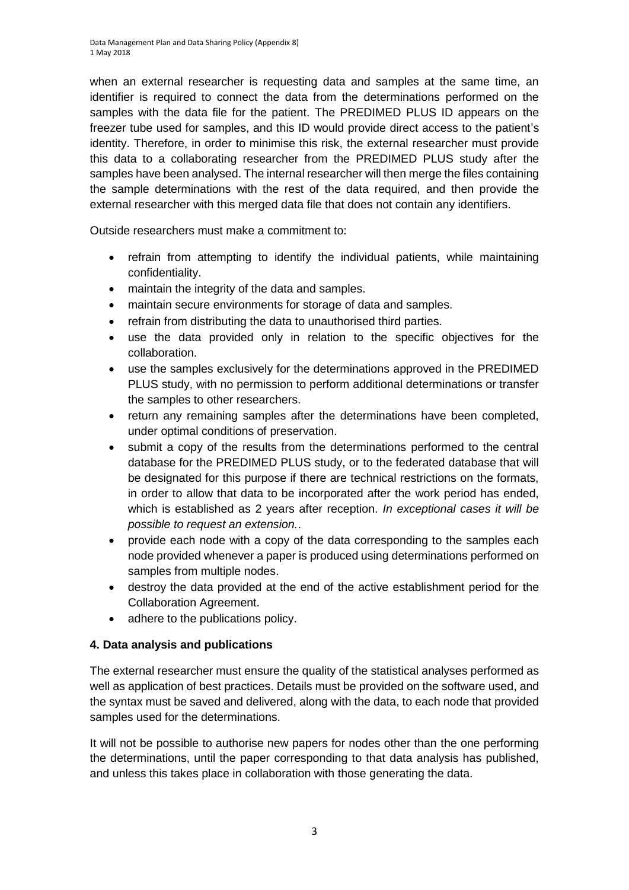when an external researcher is requesting data and samples at the same time, an identifier is required to connect the data from the determinations performed on the samples with the data file for the patient. The PREDIMED PLUS ID appears on the freezer tube used for samples, and this ID would provide direct access to the patient's identity. Therefore, in order to minimise this risk, the external researcher must provide this data to a collaborating researcher from the PREDIMED PLUS study after the samples have been analysed. The internal researcher will then merge the files containing the sample determinations with the rest of the data required, and then provide the external researcher with this merged data file that does not contain any identifiers.

Outside researchers must make a commitment to:

- refrain from attempting to identify the individual patients, while maintaining confidentiality.
- maintain the integrity of the data and samples.
- maintain secure environments for storage of data and samples.
- refrain from distributing the data to unauthorised third parties.
- use the data provided only in relation to the specific objectives for the collaboration.
- use the samples exclusively for the determinations approved in the PREDIMED PLUS study, with no permission to perform additional determinations or transfer the samples to other researchers.
- return any remaining samples after the determinations have been completed, under optimal conditions of preservation.
- submit a copy of the results from the determinations performed to the central database for the PREDIMED PLUS study, or to the federated database that will be designated for this purpose if there are technical restrictions on the formats, in order to allow that data to be incorporated after the work period has ended, which is established as 2 years after reception. *In exceptional cases it will be possible to request an extension.*.
- provide each node with a copy of the data corresponding to the samples each node provided whenever a paper is produced using determinations performed on samples from multiple nodes.
- destroy the data provided at the end of the active establishment period for the Collaboration Agreement.
- adhere to the publications policy.

### 4. Data analysis and publications

The external researcher must ensure the quality of the statistical analyses performed as well as application of best practices. Details must be provided on the software used, and the syntax must be saved and delivered, along with the data, to each node that provided samples used for the determinations.

It will not be possible to authorise new papers for nodes other than the one performing the determinations, until the paper corresponding to that data analysis has published, and unless this takes place in collaboration with those generating the data.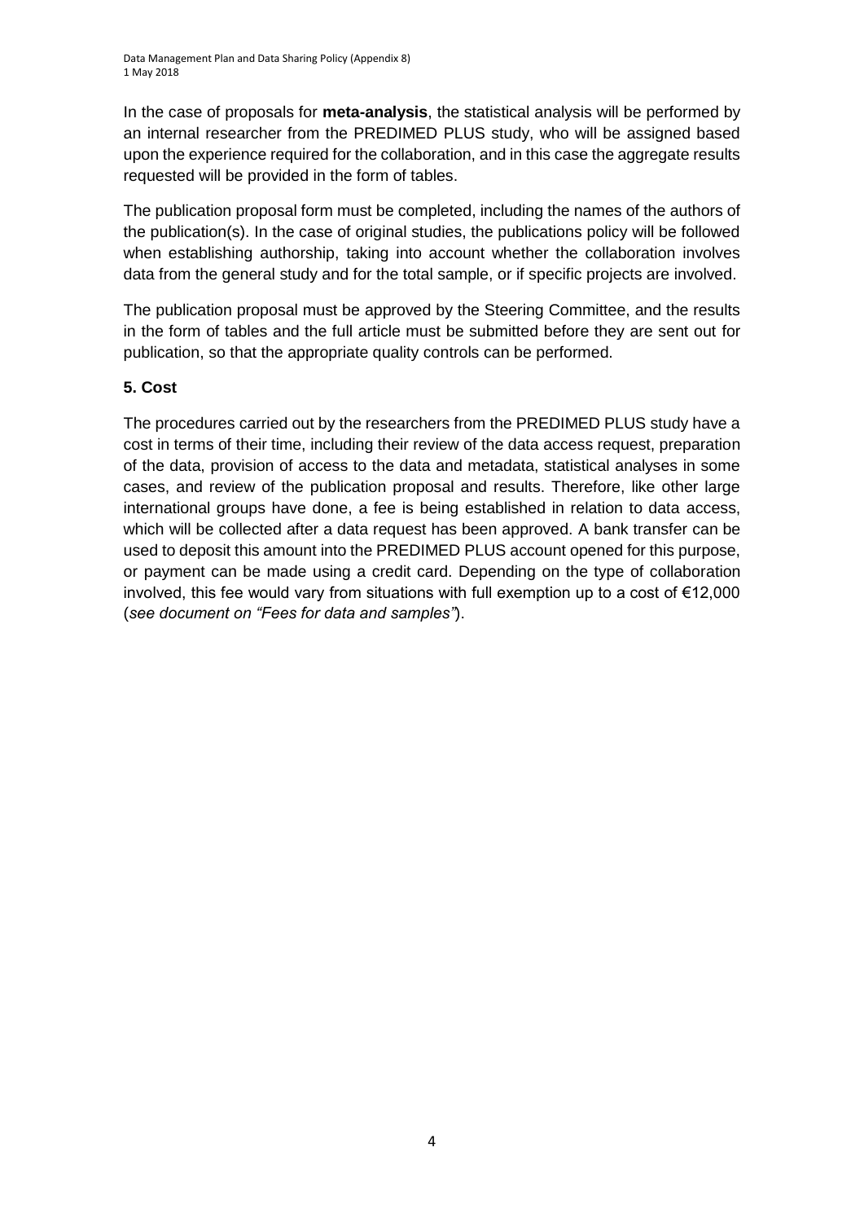In the case of proposals for **meta-analysis**, the statistical analysis will be performed by an internal researcher from the PREDIMED PLUS study, who will be assigned based upon the experience required for the collaboration, and in this case the aggregate results requested will be provided in the form of tables.

The publication proposal form must be completed, including the names of the authors of the publication(s). In the case of original studies, the publications policy will be followed when establishing authorship, taking into account whether the collaboration involves data from the general study and for the total sample, or if specific projects are involved.

The publication proposal must be approved by the Steering Committee, and the results in the form of tables and the full article must be submitted before they are sent out for publication, so that the appropriate quality controls can be performed.

## 5. Cost

The procedures carried out by the researchers from the PREDIMED PLUS study have a cost in terms of their time, including their review of the data access request, preparation of the data, provision of access to the data and metadata, statistical analyses in some cases, and review of the publication proposal and results. Therefore, like other large international groups have done, a fee is being established in relation to data access, which will be collected after a data request has been approved. A bank transfer can be used to deposit this amount into the PREDIMED PLUS account opened for this purpose, or payment can be made using a credit card. Depending on the type of collaboration involved, this fee would vary from situations with full exemption up to a cost of €12,000 (*see document on "Fees for data and samples"*).